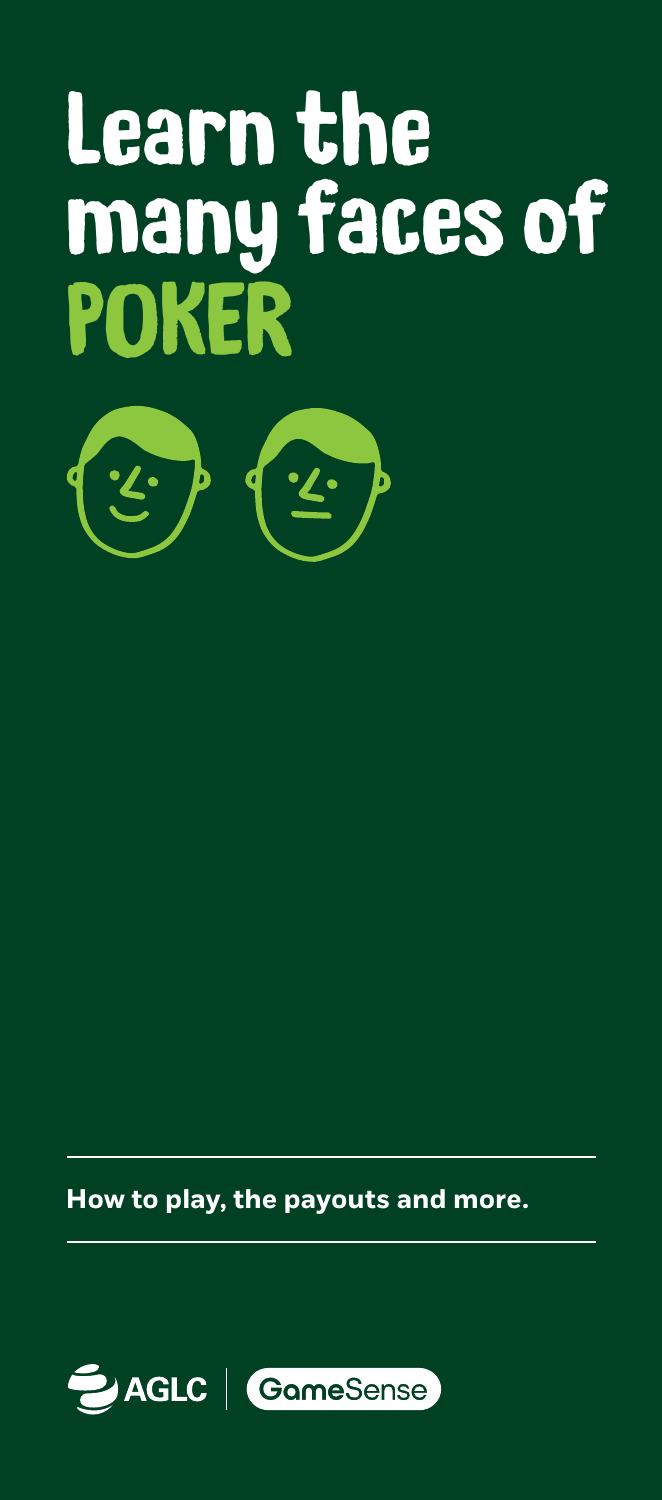# Learn the many faces of POKER

**How to play, the payouts and more.**

AGLC | GameSense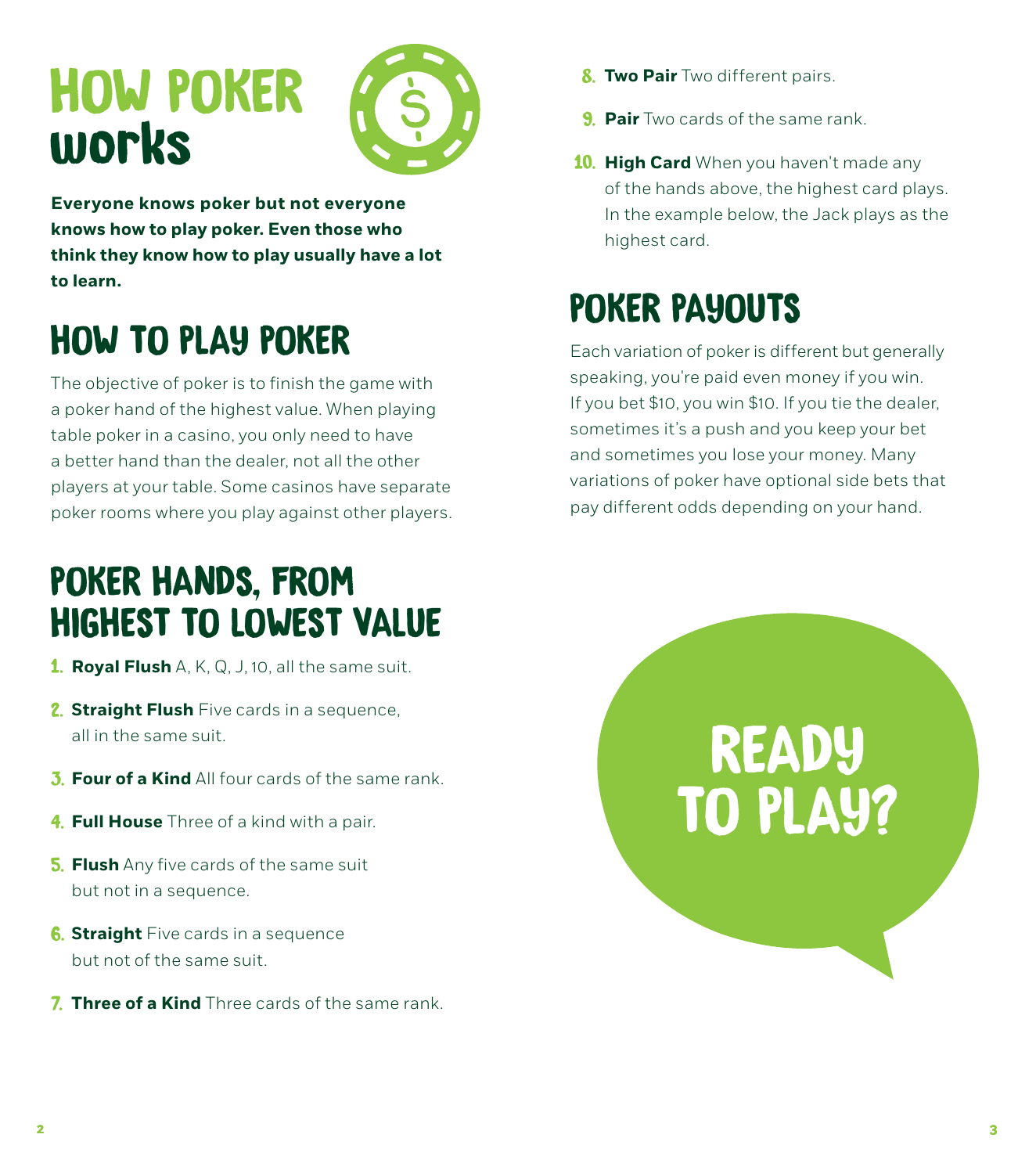# HOW POKER works

**Everyone knows poker but not everyone knows how to play poker. Even those who think they know how to play usually have a lot to learn.**

## HOW TO PLAY POKER

The objective of poker is to finish the game with a poker hand of the highest value. When playing table poker in a casino, you only need to have a better hand than the dealer, not all the other players at your table. Some casinos have separate poker rooms where you play against other players.

## POKER HANDS, FROM HIGHEST TO LOWEST VALUE

1. **Royal Flush** A, K, Q, J, 10, all the same suit.
2. **Straight Flush** Five cards in a sequence, all in the same suit.
3. **Four of a Kind** All four cards of the same rank.
4. **Full House** Three of a kind with a pair.
5. **Flush** Any five cards of the same suit but not in a sequence.
6. **Straight** Five cards in a sequence but not of the same suit.
7. **Three of a Kind** Three cards of the same rank.
8. **Two Pair** Two different pairs.
9. **Pair** Two cards of the same rank.
10. **High Card** When you haven't made any of the hands above, the highest card plays. In the example below, the Jack plays as the highest card.

## POKER PAYOUTS

Each variation of poker is different but generally speaking, you're paid even money if you win. If you bet $10, you win $10. If you tie the dealer, sometimes it's a push and you keep your bet and sometimes you lose your money. Many variations of poker have optional side bets that pay different odds depending on your hand.

READY TO PLAY?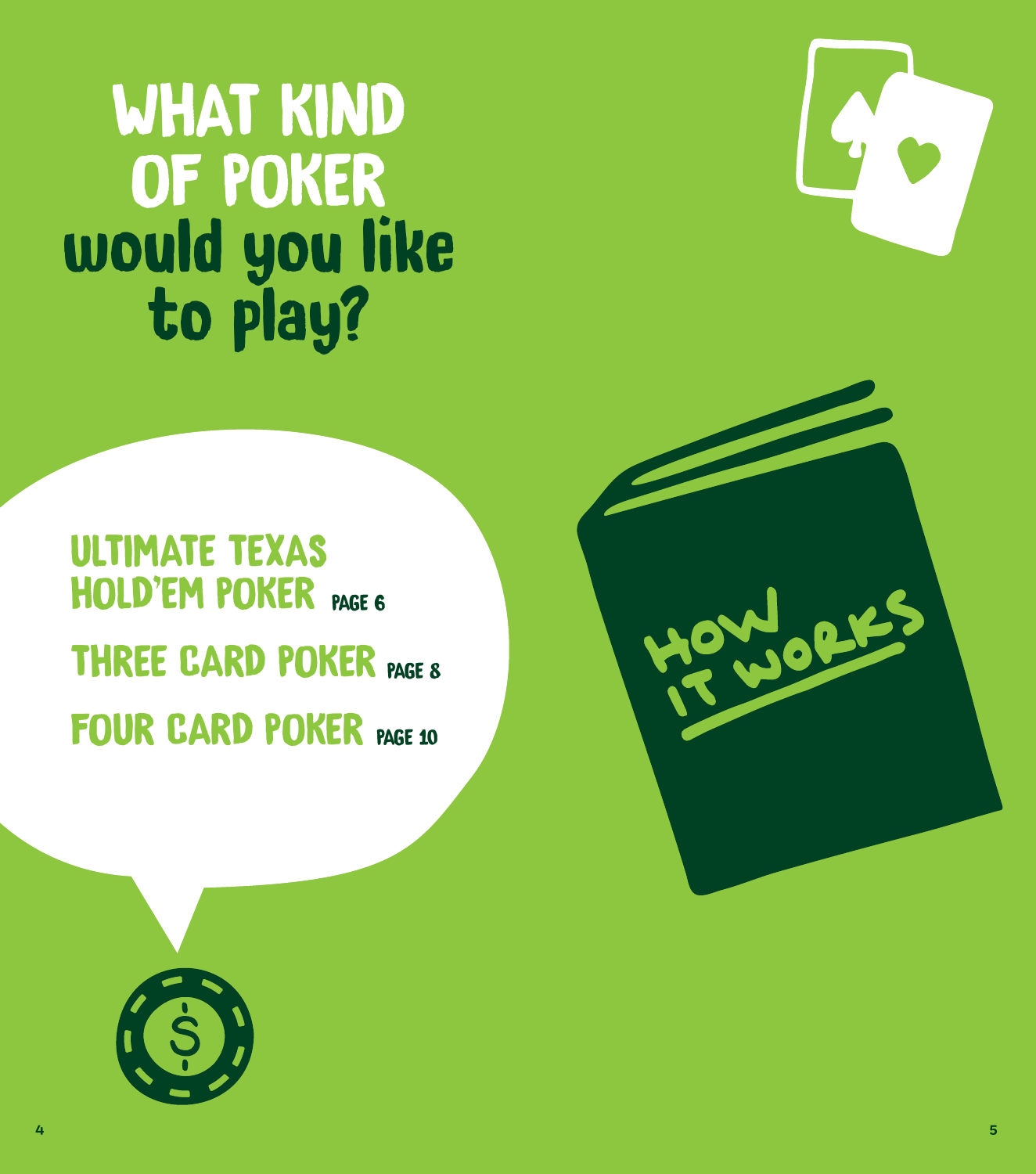# WHAT KIND OF POKER would you like to play?

- ULTIMATE TEXAS HOLD'EM POKER PAGE 6
- THREE CARD POKER PAGE 8
- FOUR CARD POKER PAGE 10

HOW IT WORKS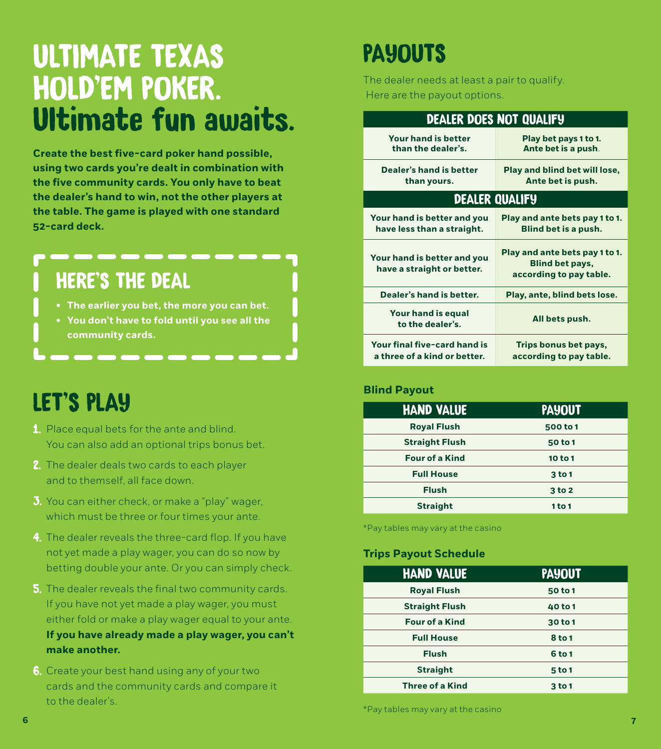# ULTIMATE TEXAS HOLD'EM POKER. Ultimate fun awaits.

**Create the best five-card poker hand possible, using two cards you're dealt in combination with the five community cards. You only have to beat the dealer's hand to win, not the other players at the table. The game is played with one standard 52-card deck.**

## HERE'S THE DEAL

- **The earlier you bet, the more you can bet.**
- **You don't have to fold until you see all the community cards.**

## LET'S PLAY

1. Place equal bets for the ante and blind. You can also add an optional trips bonus bet.
2. The dealer deals two cards to each player and to themself, all face down.
3. You can either check, or make a "play" wager, which must be three or four times your ante.
4. The dealer reveals the three-card flop. If you have not yet made a play wager, you can do so now by betting double your ante. Or you can simply check.
5. The dealer reveals the final two community cards. If you have not yet made a play wager, you must either fold or make a play wager equal to your ante. **If you have already made a play wager, you can't make another.**
6. Create your best hand using any of your two cards and the community cards and compare it to the dealer's.

## PAYOUTS

The dealer needs at least a pair to qualify.
Here are the payout options.

| DEALER DOES NOT QUALIFY | |
|---|---|
| Your hand is better than the dealer's. | Play bet pays 1 to 1. Ante bet is a push. |
| Dealer's hand is better than yours. | Play and blind bet will lose, Ante bet is push. |
| **DEALER QUALIFY** | |
| Your hand is better and you have less than a straight. | Play and ante bets pay 1 to 1. Blind bet is a push. |
| Your hand is better and you have a straight or better. | Play and ante bets pay 1 to 1. Blind bet pays, according to pay table. |
| Dealer's hand is better. | Play, ante, blind bets lose. |
| Your hand is equal to the dealer's. | All bets push. |
| Your final five-card hand is a three of a kind or better. | Trips bonus bet pays, according to pay table. |

**Blind Payout**

| HAND VALUE | PAYOUT |
|---|---|
| Royal Flush | 500 to 1 |
| Straight Flush | 50 to 1 |
| Four of a Kind | 10 to 1 |
| Full House | 3 to 1 |
| Flush | 3 to 2 |
| Straight | 1 to 1 |

*Pay tables may vary at the casino

**Trips Payout Schedule**

| HAND VALUE | PAYOUT |
|---|---|
| Royal Flush | 50 to 1 |
| Straight Flush | 40 to 1 |
| Four of a Kind | 30 to 1 |
| Full House | 8 to 1 |
| Flush | 6 to 1 |
| Straight | 5 to 1 |
| Three of a Kind | 3 to 1 |

*Pay tables may vary at the casino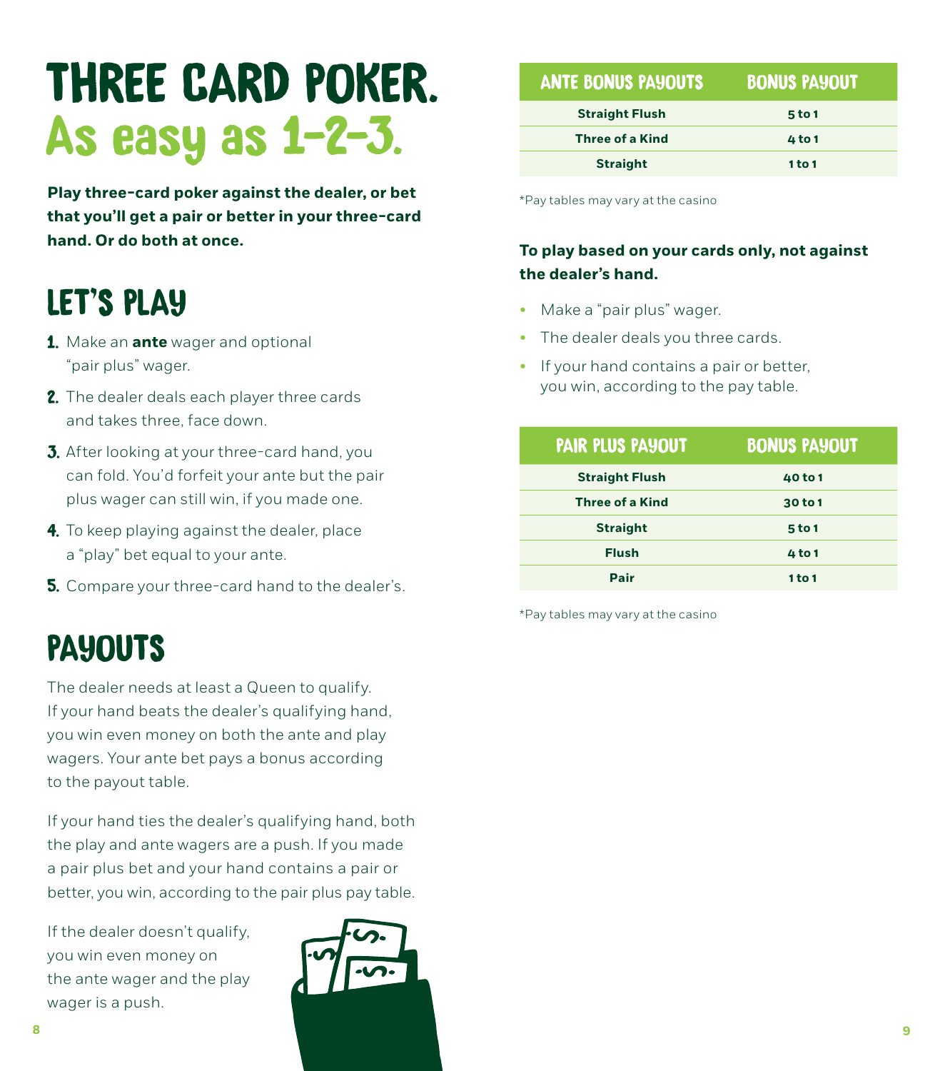# THREE CARD POKER. As easy as 1-2-3.

**Play three-card poker against the dealer, or bet that you'll get a pair or better in your three-card hand. Or do both at once.**

## LET'S PLAY

1. Make an **ante** wager and optional "pair plus" wager.
2. The dealer deals each player three cards and takes three, face down.
3. After looking at your three-card hand, you can fold. You'd forfeit your ante but the pair plus wager can still win, if you made one.
4. To keep playing against the dealer, place a "play" bet equal to your ante.
5. Compare your three-card hand to the dealer's.

## PAYOUTS

The dealer needs at least a Queen to qualify. If your hand beats the dealer's qualifying hand, you win even money on both the ante and play wagers. Your ante bet pays a bonus according to the payout table.

If your hand ties the dealer's qualifying hand, both the play and ante wagers are a push. If you made a pair plus bet and your hand contains a pair or better, you win, according to the pair plus pay table.

If the dealer doesn't qualify, you win even money on the ante wager and the play wager is a push.

| ANTE BONUS PAYOUTS | BONUS PAYOUT |
| --- | --- |
| Straight Flush | 5 to 1 |
| Three of a Kind | 4 to 1 |
| Straight | 1 to 1 |

*Pay tables may vary at the casino

**To play based on your cards only, not against the dealer's hand.**

- Make a "pair plus" wager.
- The dealer deals you three cards.
- If your hand contains a pair or better, you win, according to the pay table.

| PAIR PLUS PAYOUT | BONUS PAYOUT |
| --- | --- |
| Straight Flush | 40 to 1 |
| Three of a Kind | 30 to 1 |
| Straight | 5 to 1 |
| Flush | 4 to 1 |
| Pair | 1 to 1 |

*Pay tables may vary at the casino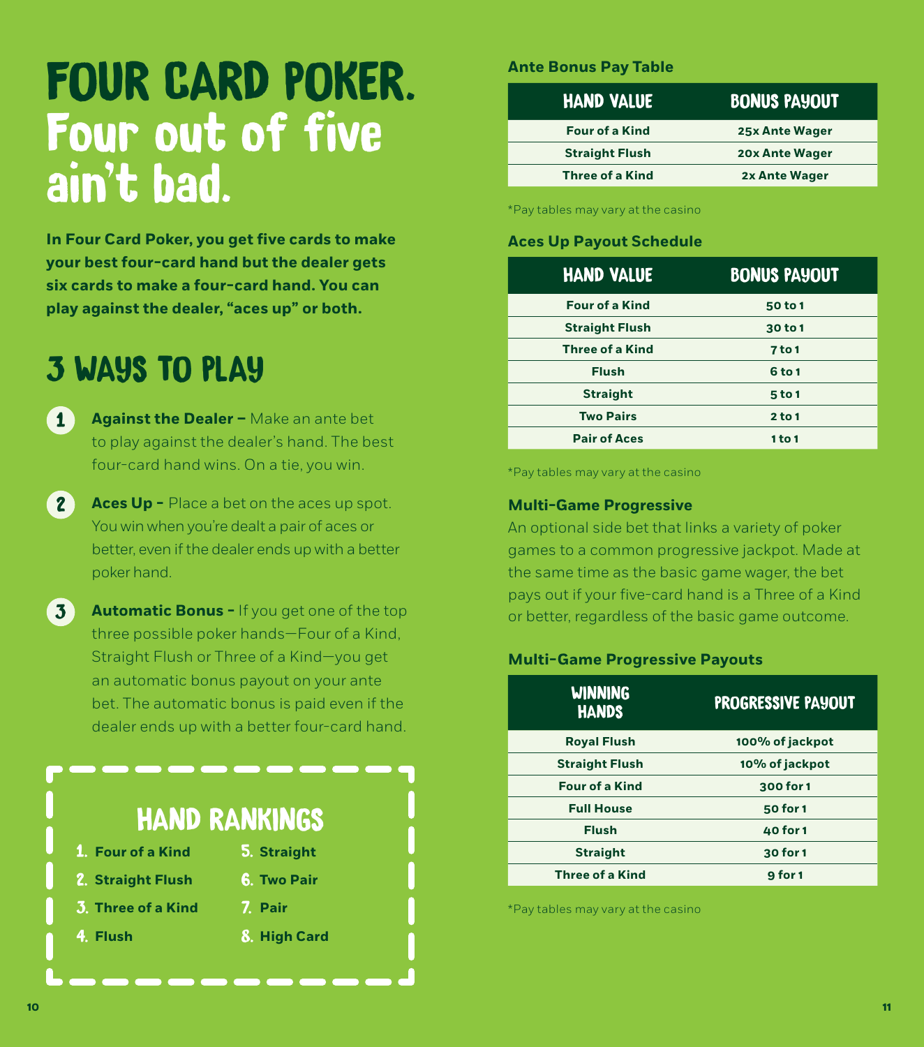# FOUR CARD POKER.

## Four out of five ain't bad.

**In Four Card Poker, you get five cards to make your best four-card hand but the dealer gets six cards to make a four-card hand. You can play against the dealer, "aces up" or both.**

## 3 WAYS TO PLAY

1. **Against the Dealer –** Make an ante bet to play against the dealer's hand. The best four-card hand wins. On a tie, you win.

2. **Aces Up –** Place a bet on the aces up spot. You win when you're dealt a pair of aces or better, even if the dealer ends up with a better poker hand.

3. **Automatic Bonus –** If you get one of the top three possible poker hands—Four of a Kind, Straight Flush or Three of a Kind—you get an automatic bonus payout on your ante bet. The automatic bonus is paid even if the dealer ends up with a better four-card hand.

### HAND RANKINGS

1. **Four of a Kind**
2. **Straight Flush**
3. **Three of a Kind**
4. **Flush**
5. **Straight**
6. **Two Pair**
7. **Pair**
8. **High Card**

### Ante Bonus Pay Table

| HAND VALUE | BONUS PAYOUT |
|---|---|
| Four of a Kind | 25x Ante Wager |
| Straight Flush | 20x Ante Wager |
| Three of a Kind | 2x Ante Wager |

*Pay tables may vary at the casino

### Aces Up Payout Schedule

| HAND VALUE | BONUS PAYOUT |
|---|---|
| Four of a Kind | 50 to 1 |
| Straight Flush | 30 to 1 |
| Three of a Kind | 7 to 1 |
| Flush | 6 to 1 |
| Straight | 5 to 1 |
| Two Pairs | 2 to 1 |
| Pair of Aces | 1 to 1 |

*Pay tables may vary at the casino

### Multi-Game Progressive

An optional side bet that links a variety of poker games to a common progressive jackpot. Made at the same time as the basic game wager, the bet pays out if your five-card hand is a Three of a Kind or better, regardless of the basic game outcome.

### Multi-Game Progressive Payouts

| WINNING HANDS | PROGRESSIVE PAYOUT |
|---|---|
| Royal Flush | 100% of jackpot |
| Straight Flush | 10% of jackpot |
| Four of a Kind | 300 for 1 |
| Full House | 50 for 1 |
| Flush | 40 for 1 |
| Straight | 30 for 1 |
| Three of a Kind | 9 for 1 |

*Pay tables may vary at the casino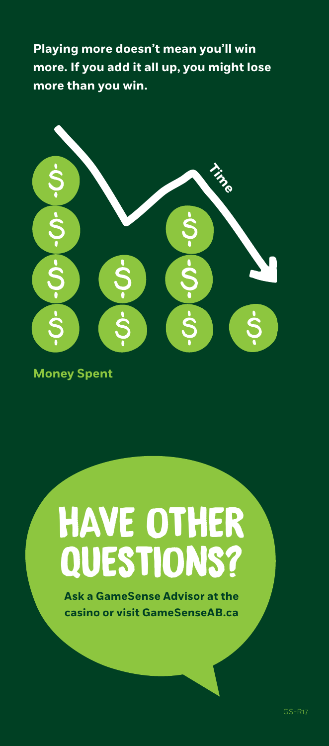**Playing more doesn't mean you'll win more. If you add it all up, you might lose more than you win.**

Time

Money Spent

# HAVE OTHER QUESTIONS?

**Ask a GameSense Advisor at the casino or visit GameSenseAB.ca**

GS-R17